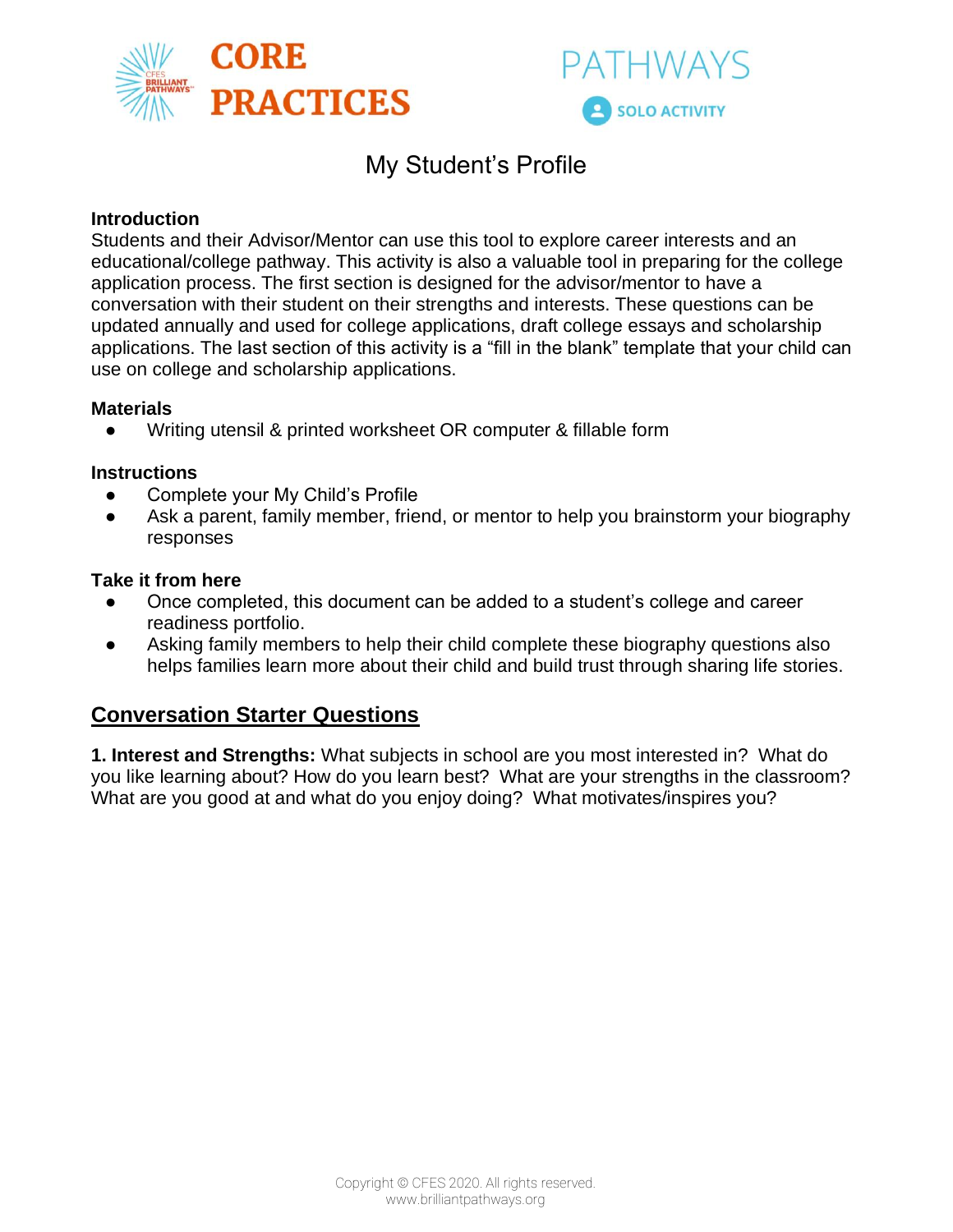CORE PRACTICES

PATHWAYS

SOLO ACTIVITY

# My Student's Profile

**Introduction**

Students and their Advisor/Mentor can use this tool to explore career interests and an educational/college pathway. This activity is also a valuable tool in preparing for the college application process. The first section is designed for the advisor/mentor to have a conversation with their student on their strengths and interests. These questions can be updated annually and used for college applications, draft college essays and scholarship applications. The last section of this activity is a "fill in the blank" template that your child can use on college and scholarship applications.

**Materials**

- Writing utensil & printed worksheet OR computer & fillable form

**Instructions**

- Complete your My Child's Profile
- Ask a parent, family member, friend, or mentor to help you brainstorm your biography responses

**Take it from here**

- Once completed, this document can be added to a student's college and career readiness portfolio.
- Asking family members to help their child complete these biography questions also helps families learn more about their child and build trust through sharing life stories.

## Conversation Starter Questions

**1. Interest and Strengths:** What subjects in school are you most interested in? What do you like learning about? How do you learn best? What are your strengths in the classroom? What are you good at and what do you enjoy doing? What motivates/inspires you?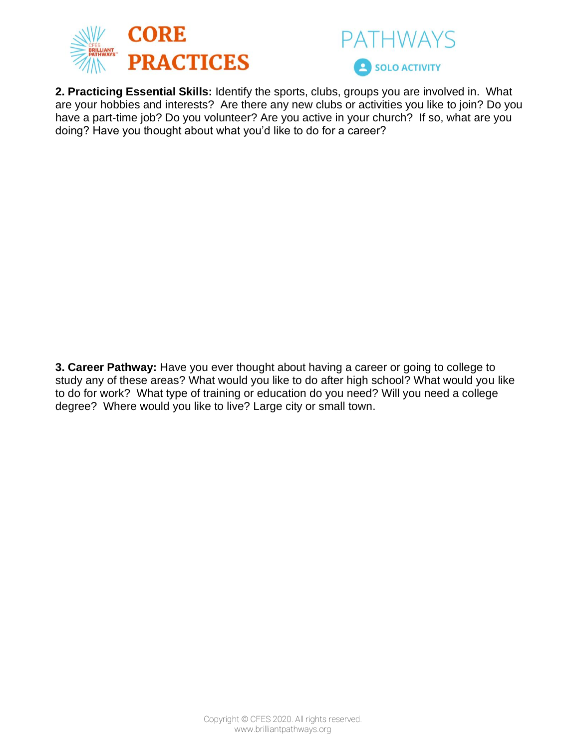**2. Practicing Essential Skills:** Identify the sports, clubs, groups you are involved in. What are your hobbies and interests? Are there any new clubs or activities you like to join? Do you have a part-time job? Do you volunteer? Are you active in your church? If so, what are you doing? Have you thought about what you'd like to do for a career?

**3. Career Pathway:** Have you ever thought about having a career or going to college to study any of these areas? What would you like to do after high school? What would you like to do for work? What type of training or education do you need? Will you need a college degree? Where would you like to live? Large city or small town.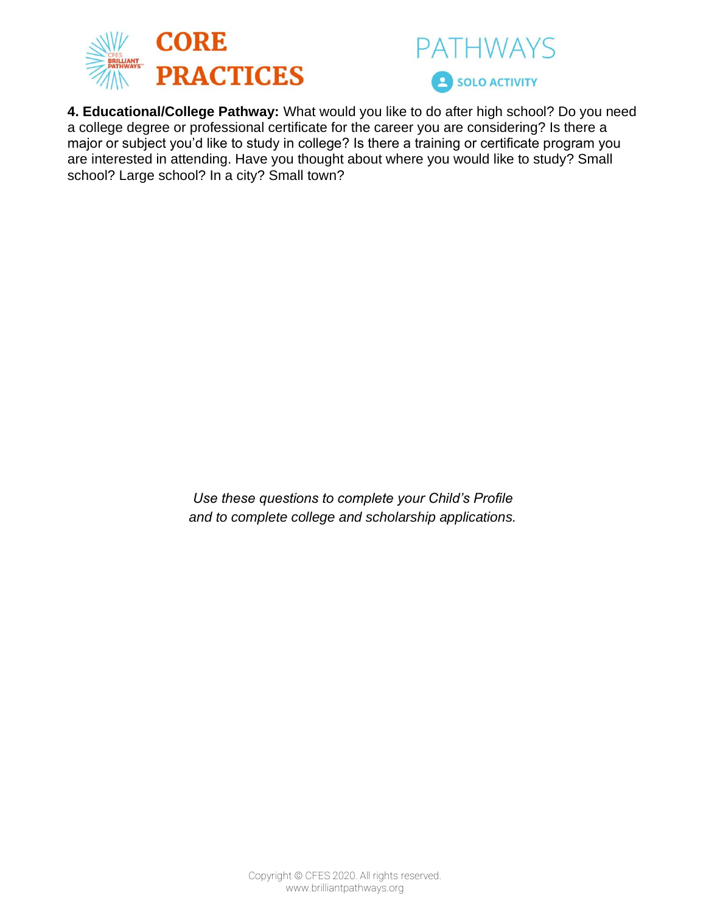**4. Educational/College Pathway:** What would you like to do after high school? Do you need a college degree or professional certificate for the career you are considering? Is there a major or subject you'd like to study in college? Is there a training or certificate program you are interested in attending. Have you thought about where you would like to study? Small school? Large school? In a city? Small town?

*Use these questions to complete your Child's Profile and to complete college and scholarship applications.*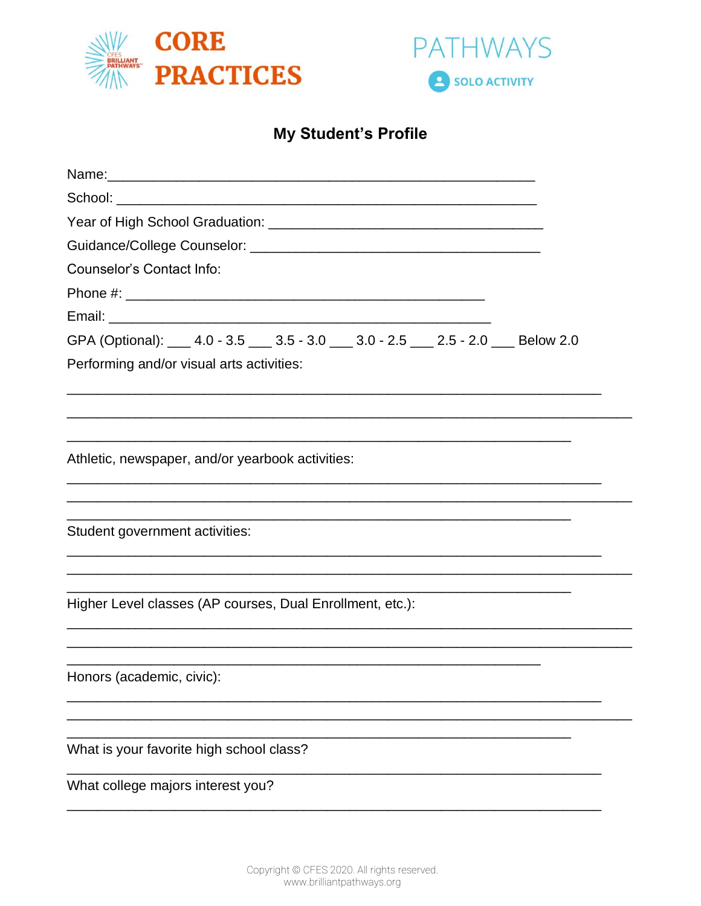CORE PRACTICES

PATHWAYS

SOLO ACTIVITY

## My Student's Profile

Name:_______________________________________________________

School: _____________________________________________________

Year of High School Graduation: __________________________________

Guidance/College Counselor: ____________________________________

Counselor's Contact Info:

Phone #: ______________________________________________

Email: __________________________________________________

GPA (Optional): ___ 4.0 - 3.5 ___ 3.5 - 3.0 ___ 3.0 - 2.5 ___ 2.5 - 2.0 ___ Below 2.0

Performing and/or visual arts activities:

____________________________________________________________________

____________________________________________________________________

____________________________________________________________________

Athletic, newspaper, and/or yearbook activities:

____________________________________________________________________

____________________________________________________________________

____________________________________________________________________

Student government activities:

____________________________________________________________________

____________________________________________________________________

____________________________________________________________________

Higher Level classes (AP courses, Dual Enrollment, etc.):

____________________________________________________________________

____________________________________________________________________

____________________________________________________________________

Honors (academic, civic):

____________________________________________________________________

____________________________________________________________________

____________________________________________________________________

What is your favorite high school class?

____________________________________________________________________

What college majors interest you?

____________________________________________________________________

Copyright © CFES 2020. All rights reserved.
www.brilliantpathways.org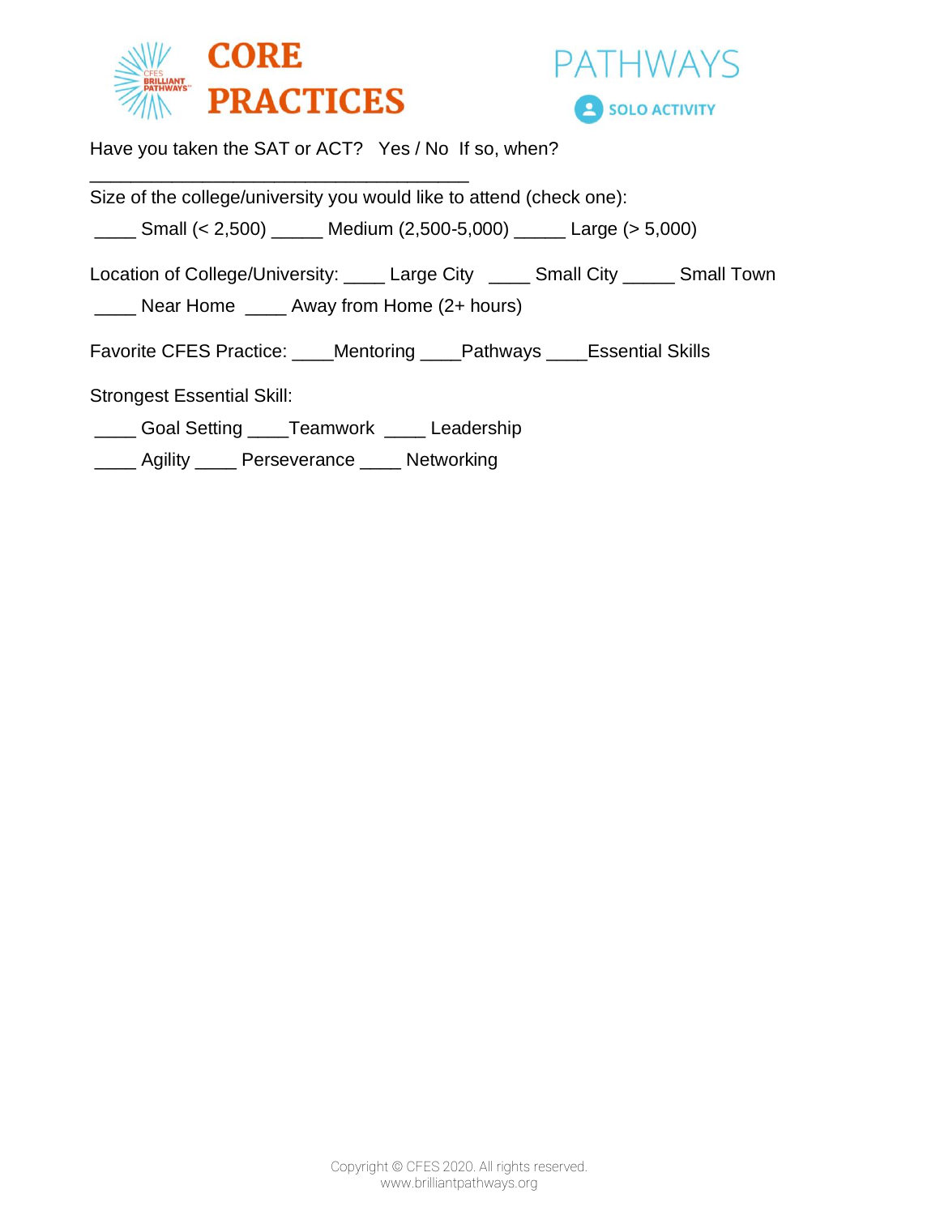Have you taken the SAT or ACT? Yes / No If so, when? ____________________________________

Size of the college/university you would like to attend (check one):

____ Small (< 2,500) _____ Medium (2,500-5,000) _____ Large (> 5,000)

Location of College/University: ____ Large City ____ Small City _____ Small Town

____ Near Home ____ Away from Home (2+ hours)

Favorite CFES Practice: ____Mentoring ____Pathways ____Essential Skills

Strongest Essential Skill:

____ Goal Setting ____Teamwork ____ Leadership

____ Agility ____ Perseverance ____ Networking

Copyright © CFES 2020. All rights reserved.
www.brilliantpathways.org